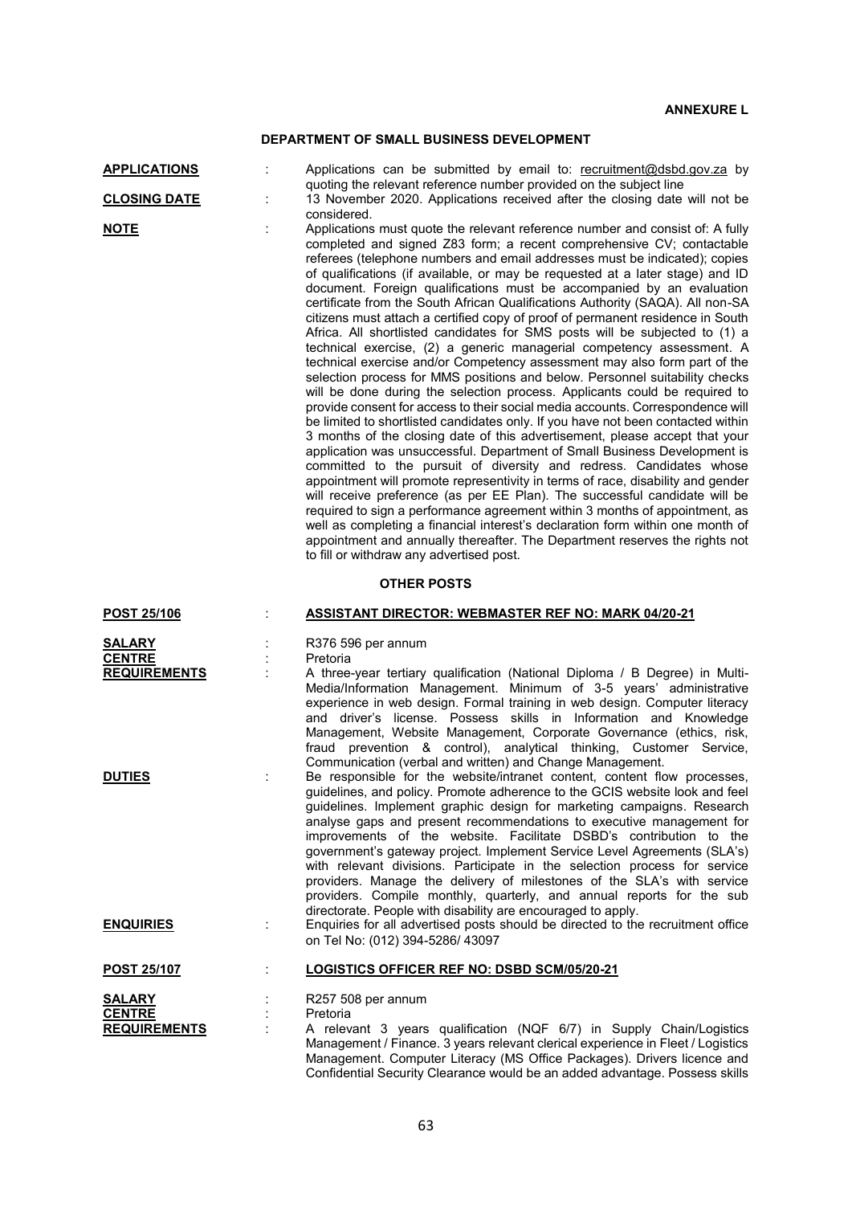**ANNEXURE L**

## DEPARTMENT OF SMALL BUSINESS DEVELOPMENT

**APPLICATIONS** : Applications can be submitted by email to: recruitment@dsbd.gov.za by quoting the relevant reference number provided on the subject line

**CLOSING DATE** : 13 November 2020. Applications received after the closing date will not be considered.

**NOTE** : Applications must quote the relevant reference number and consist of: A fully completed and signed Z83 form; a recent comprehensive CV; contactable referees (telephone numbers and email addresses must be indicated); copies of qualifications (if available, or may be requested at a later stage) and ID document. Foreign qualifications must be accompanied by an evaluation certificate from the South African Qualifications Authority (SAQA). All non-SA citizens must attach a certified copy of proof of permanent residence in South Africa. All shortlisted candidates for SMS posts will be subjected to (1) a technical exercise, (2) a generic managerial competency assessment. A technical exercise and/or Competency assessment may also form part of the selection process for MMS positions and below. Personnel suitability checks will be done during the selection process. Applicants could be required to provide consent for access to their social media accounts. Correspondence will be limited to shortlisted candidates only. If you have not been contacted within 3 months of the closing date of this advertisement, please accept that your application was unsuccessful. Department of Small Business Development is committed to the pursuit of diversity and redress. Candidates whose appointment will promote representivity in terms of race, disability and gender will receive preference (as per EE Plan). The successful candidate will be required to sign a performance agreement within 3 months of appointment, as well as completing a financial interest's declaration form within one month of appointment and annually thereafter. The Department reserves the rights not to fill or withdraw any advertised post.

### OTHER POSTS

**POST 25/106** : **ASSISTANT DIRECTOR: WEBMASTER REF NO: MARK 04/20-21**

**SALARY** : R376 596 per annum

**CENTRE** : Pretoria

**REQUIREMENTS** : A three-year tertiary qualification (National Diploma / B Degree) in Multi-Media/Information Management. Minimum of 3-5 years' administrative experience in web design. Formal training in web design. Computer literacy and driver's license. Possess skills in Information and Knowledge Management, Website Management, Corporate Governance (ethics, risk, fraud prevention & control), analytical thinking, Customer Service, Communication (verbal and written) and Change Management.

**DUTIES** : Be responsible for the website/intranet content, content flow processes, guidelines, and policy. Promote adherence to the GCIS website look and feel guidelines. Implement graphic design for marketing campaigns. Research analyse gaps and present recommendations to executive management for improvements of the website. Facilitate DSBD's contribution to the government's gateway project. Implement Service Level Agreements (SLA's) with relevant divisions. Participate in the selection process for service providers. Manage the delivery of milestones of the SLA's with service providers. Compile monthly, quarterly, and annual reports for the sub directorate. People with disability are encouraged to apply.

**ENQUIRIES** : Enquiries for all advertised posts should be directed to the recruitment office on Tel No: (012) 394-5286/ 43097

**POST 25/107** : **LOGISTICS OFFICER REF NO: DSBD SCM/05/20-21**

**SALARY** : R257 508 per annum

**CENTRE** : Pretoria

**REQUIREMENTS** : A relevant 3 years qualification (NQF 6/7) in Supply Chain/Logistics Management / Finance. 3 years relevant clerical experience in Fleet / Logistics Management. Computer Literacy (MS Office Packages). Drivers licence and Confidential Security Clearance would be an added advantage. Possess skills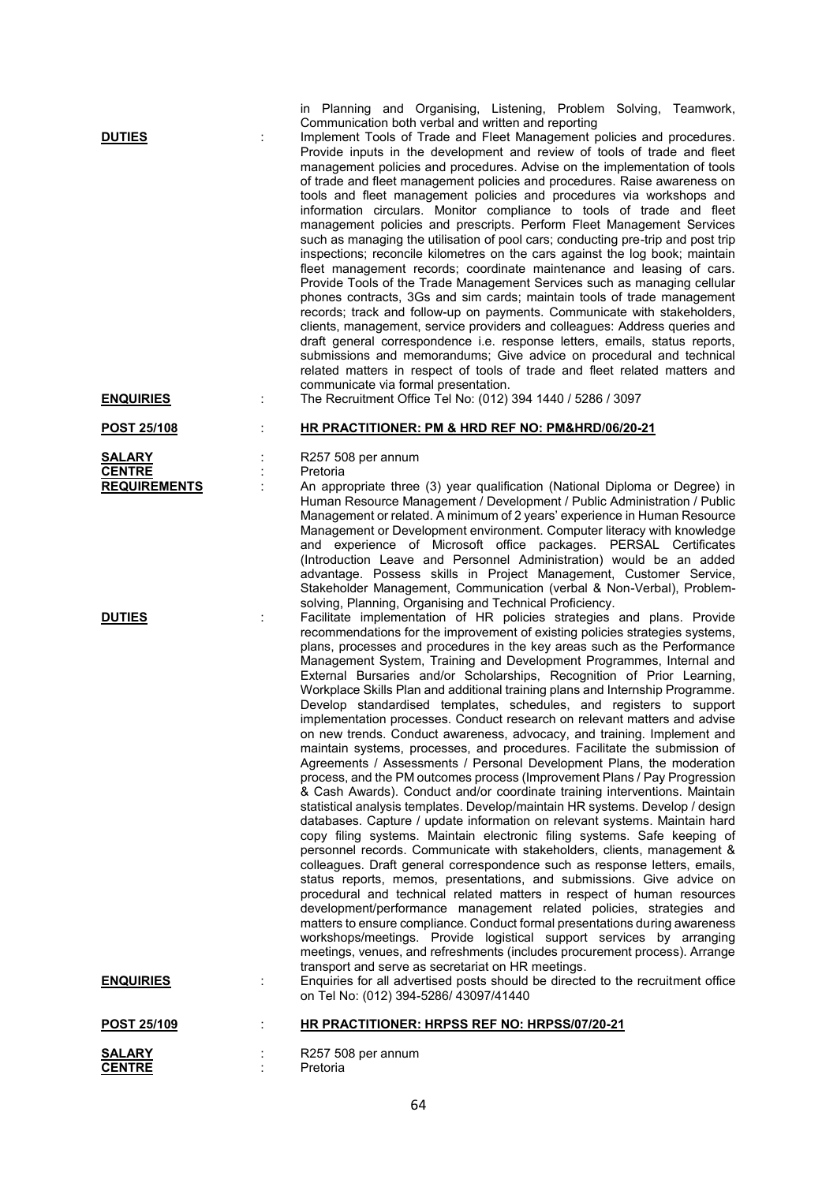in Planning and Organising, Listening, Problem Solving, Teamwork, Communication both verbal and written and reporting

**DUTIES** : Implement Tools of Trade and Fleet Management policies and procedures. Provide inputs in the development and review of tools of trade and fleet management policies and procedures. Advise on the implementation of tools of trade and fleet management policies and procedures. Raise awareness on tools and fleet management policies and procedures via workshops and information circulars. Monitor compliance to tools of trade and fleet management policies and prescripts. Perform Fleet Management Services such as managing the utilisation of pool cars; conducting pre-trip and post trip inspections; reconcile kilometres on the cars against the log book; maintain fleet management records; coordinate maintenance and leasing of cars. Provide Tools of the Trade Management Services such as managing cellular phones contracts, 3Gs and sim cards; maintain tools of trade management records; track and follow-up on payments. Communicate with stakeholders, clients, management, service providers and colleagues: Address queries and draft general correspondence i.e. response letters, emails, status reports, submissions and memorandums; Give advice on procedural and technical related matters in respect of tools of trade and fleet related matters and communicate via formal presentation.

**ENQUIRIES** : The Recruitment Office Tel No: (012) 394 1440 / 5286 / 3097

**POST 25/108** : **HR PRACTITIONER: PM & HRD REF NO: PM&HRD/06/20-21**

**SALARY** : R257 508 per annum

**CENTRE** : Pretoria

**REQUIREMENTS** : An appropriate three (3) year qualification (National Diploma or Degree) in Human Resource Management / Development / Public Administration / Public Management or related. A minimum of 2 years' experience in Human Resource Management or Development environment. Computer literacy with knowledge and experience of Microsoft office packages. PERSAL Certificates (Introduction Leave and Personnel Administration) would be an added advantage. Possess skills in Project Management, Customer Service, Stakeholder Management, Communication (verbal & Non-Verbal), Problem-solving, Planning, Organising and Technical Proficiency.

**DUTIES** : Facilitate implementation of HR policies strategies and plans. Provide recommendations for the improvement of existing policies strategies systems, plans, processes and procedures in the key areas such as the Performance Management System, Training and Development Programmes, Internal and External Bursaries and/or Scholarships, Recognition of Prior Learning, Workplace Skills Plan and additional training plans and Internship Programme. Develop standardised templates, schedules, and registers to support implementation processes. Conduct research on relevant matters and advise on new trends. Conduct awareness, advocacy, and training. Implement and maintain systems, processes, and procedures. Facilitate the submission of Agreements / Assessments / Personal Development Plans, the moderation process, and the PM outcomes process (Improvement Plans / Pay Progression & Cash Awards). Conduct and/or coordinate training interventions. Maintain statistical analysis templates. Develop/maintain HR systems. Develop / design databases. Capture / update information on relevant systems. Maintain hard copy filing systems. Maintain electronic filing systems. Safe keeping of personnel records. Communicate with stakeholders, clients, management & colleagues. Draft general correspondence such as response letters, emails, status reports, memos, presentations, and submissions. Give advice on procedural and technical related matters in respect of human resources development/performance management related policies, strategies and matters to ensure compliance. Conduct formal presentations during awareness workshops/meetings. Provide logistical support services by arranging meetings, venues, and refreshments (includes procurement process). Arrange transport and serve as secretariat on HR meetings.

**ENQUIRIES** : Enquiries for all advertised posts should be directed to the recruitment office on Tel No: (012) 394-5286/ 43097/41440

**POST 25/109** : **HR PRACTITIONER: HRPSS REF NO: HRPSS/07/20-21**

**SALARY** : R257 508 per annum

**CENTRE** : Pretoria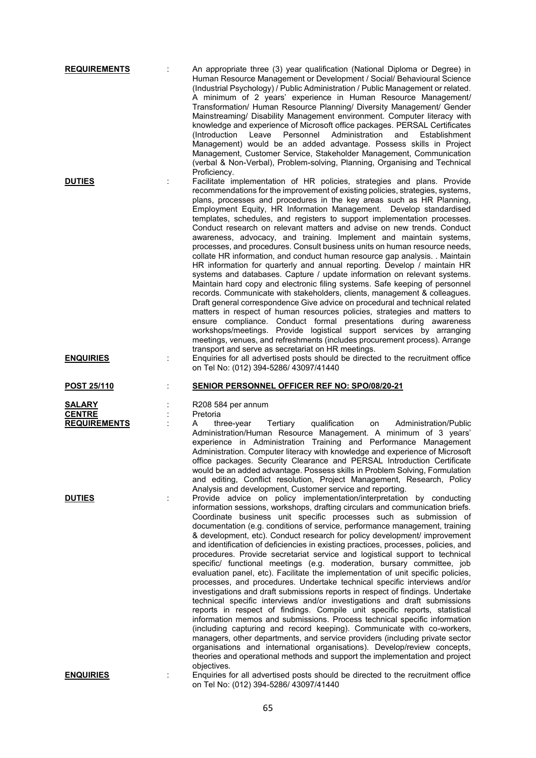**REQUIREMENTS** : An appropriate three (3) year qualification (National Diploma or Degree) in Human Resource Management or Development / Social/ Behavioural Science (Industrial Psychology) / Public Administration / Public Management or related. A minimum of 2 years' experience in Human Resource Management/ Transformation/ Human Resource Planning/ Diversity Management/ Gender Mainstreaming/ Disability Management environment. Computer literacy with knowledge and experience of Microsoft office packages. PERSAL Certificates (Introduction Leave Personnel Administration and Establishment Management) would be an added advantage. Possess skills in Project Management, Customer Service, Stakeholder Management, Communication (verbal & Non-Verbal), Problem-solving, Planning, Organising and Technical Proficiency.

**DUTIES** : Facilitate implementation of HR policies, strategies and plans. Provide recommendations for the improvement of existing policies, strategies, systems, plans, processes and procedures in the key areas such as HR Planning, Employment Equity, HR Information Management. Develop standardised templates, schedules, and registers to support implementation processes. Conduct research on relevant matters and advise on new trends. Conduct awareness, advocacy, and training. Implement and maintain systems, processes, and procedures. Consult business units on human resource needs, collate HR information, and conduct human resource gap analysis. . Maintain HR information for quarterly and annual reporting. Develop / maintain HR systems and databases. Capture / update information on relevant systems. Maintain hard copy and electronic filing systems. Safe keeping of personnel records. Communicate with stakeholders, clients, management & colleagues. Draft general correspondence Give advice on procedural and technical related matters in respect of human resources policies, strategies and matters to ensure compliance. Conduct formal presentations during awareness workshops/meetings. Provide logistical support services by arranging meetings, venues, and refreshments (includes procurement process). Arrange transport and serve as secretariat on HR meetings.

**ENQUIRIES** : Enquiries for all advertised posts should be directed to the recruitment office on Tel No: (012) 394-5286/ 43097/41440

**POST 25/110** : **SENIOR PERSONNEL OFFICER REF NO: SPO/08/20-21**

**SALARY** : R208 584 per annum

**CENTRE** : Pretoria

**REQUIREMENTS** : A three-year Tertiary qualification on Administration/Public Administration/Human Resource Management. A minimum of 3 years' experience in Administration Training and Performance Management Administration. Computer literacy with knowledge and experience of Microsoft office packages. Security Clearance and PERSAL Introduction Certificate would be an added advantage. Possess skills in Problem Solving, Formulation and editing, Conflict resolution, Project Management, Research, Policy Analysis and development, Customer service and reporting.

**DUTIES** : Provide advice on policy implementation/interpretation by conducting information sessions, workshops, drafting circulars and communication briefs. Coordinate business unit specific processes such as submission of documentation (e.g. conditions of service, performance management, training & development, etc). Conduct research for policy development/ improvement and identification of deficiencies in existing practices, processes, policies, and procedures. Provide secretariat service and logistical support to technical specific/ functional meetings (e.g. moderation, bursary committee, job evaluation panel, etc). Facilitate the implementation of unit specific policies, processes, and procedures. Undertake technical specific interviews and/or investigations and draft submissions reports in respect of findings. Undertake technical specific interviews and/or investigations and draft submissions reports in respect of findings. Compile unit specific reports, statistical information memos and submissions. Process technical specific information (including capturing and record keeping). Communicate with co-workers, managers, other departments, and service providers (including private sector organisations and international organisations). Develop/review concepts, theories and operational methods and support the implementation and project objectives.

**ENQUIRIES** : Enquiries for all advertised posts should be directed to the recruitment office on Tel No: (012) 394-5286/ 43097/41440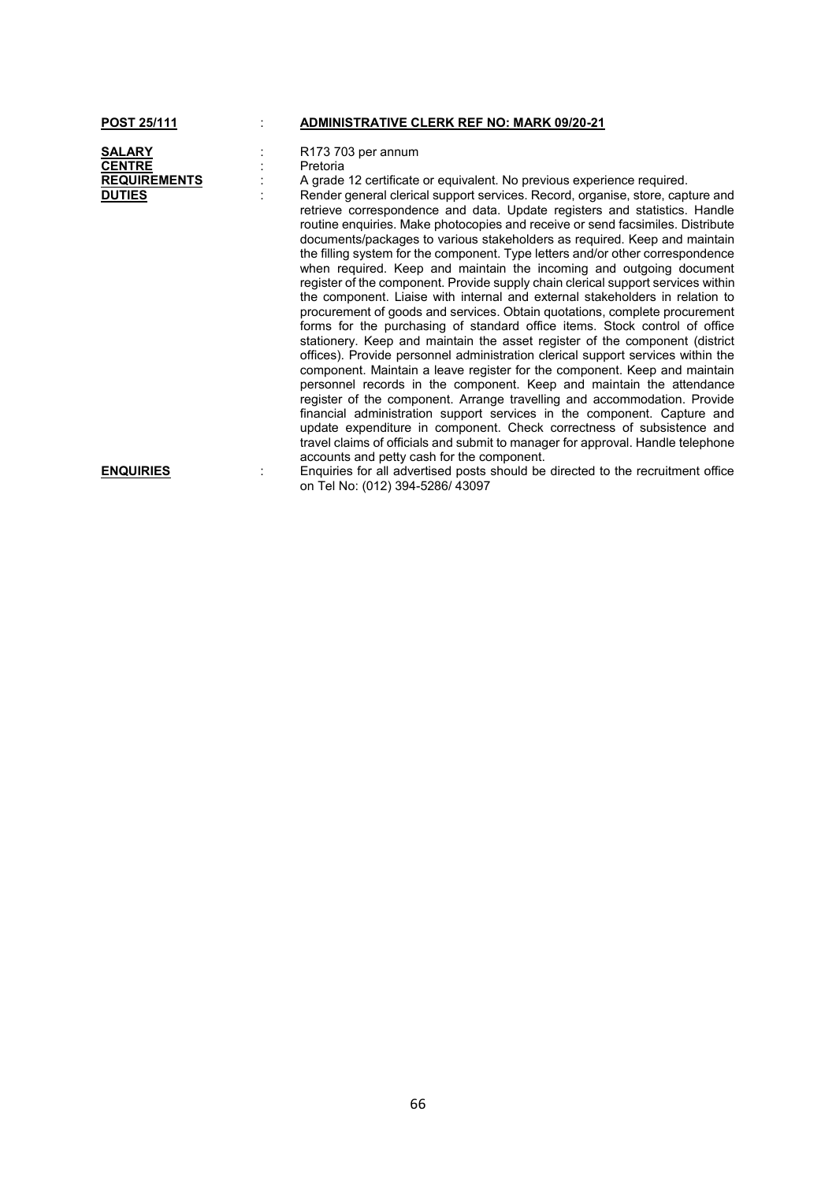**POST 25/111** : **ADMINISTRATIVE CLERK REF NO: MARK 09/20-21**

**SALARY** : R173 703 per annum

**CENTRE** : Pretoria

**REQUIREMENTS** : A grade 12 certificate or equivalent. No previous experience required.

**DUTIES** : Render general clerical support services. Record, organise, store, capture and retrieve correspondence and data. Update registers and statistics. Handle routine enquiries. Make photocopies and receive or send facsimiles. Distribute documents/packages to various stakeholders as required. Keep and maintain the filling system for the component. Type letters and/or other correspondence when required. Keep and maintain the incoming and outgoing document register of the component. Provide supply chain clerical support services within the component. Liaise with internal and external stakeholders in relation to procurement of goods and services. Obtain quotations, complete procurement forms for the purchasing of standard office items. Stock control of office stationery. Keep and maintain the asset register of the component (district offices). Provide personnel administration clerical support services within the component. Maintain a leave register for the component. Keep and maintain personnel records in the component. Keep and maintain the attendance register of the component. Arrange travelling and accommodation. Provide financial administration support services in the component. Capture and update expenditure in component. Check correctness of subsistence and travel claims of officials and submit to manager for approval. Handle telephone accounts and petty cash for the component.

**ENQUIRIES** : Enquiries for all advertised posts should be directed to the recruitment office on Tel No: (012) 394-5286/ 43097